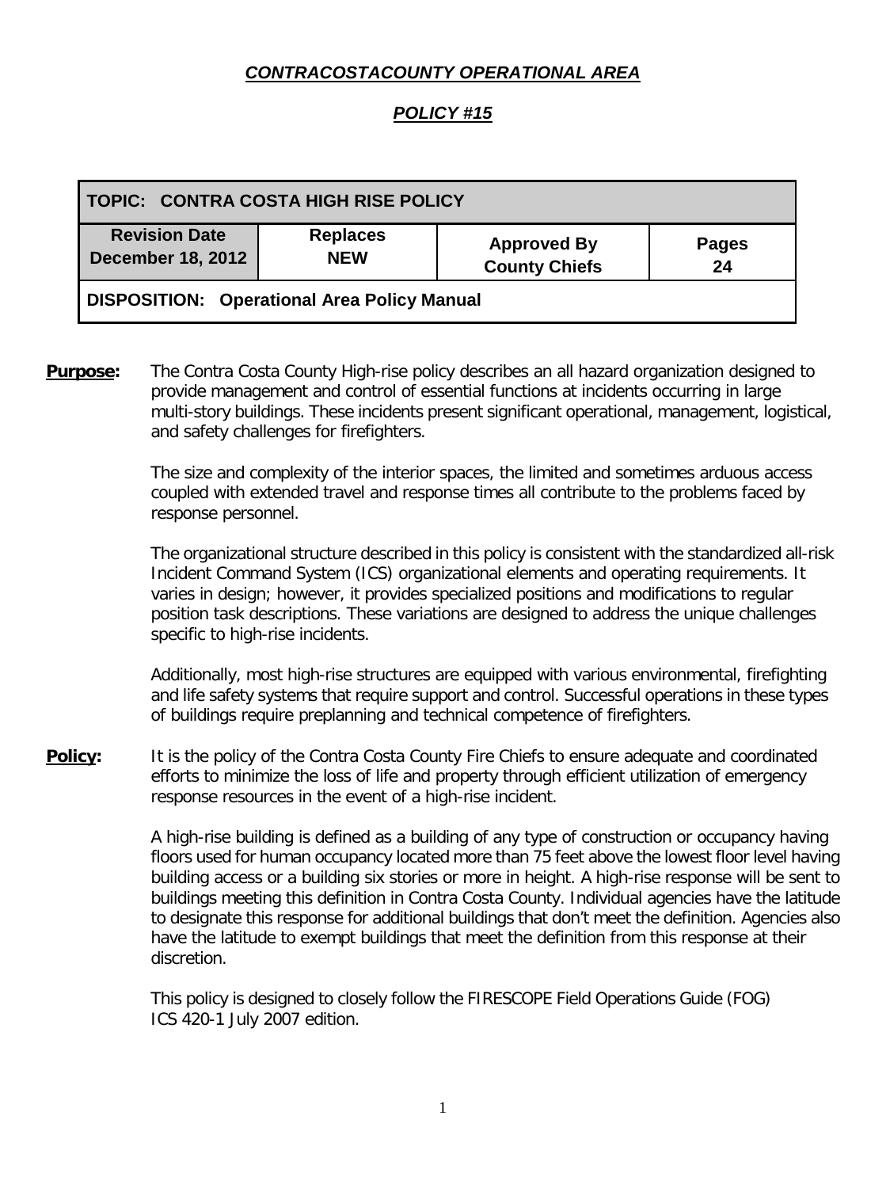# ***CONTRACOSTACOUNTY OPERATIONAL AREA***

## ***POLICY #15***

| **TOPIC: CONTRA COSTA HIGH RISE POLICY** | | | |
|---|---|---|---|
| **Revision Date December 18, 2012** | **Replaces NEW** | **Approved By County Chiefs** | **Pages 24** |
| **DISPOSITION: Operational Area Policy Manual** | | | |

**Purpose:** The Contra Costa County High-rise policy describes an all hazard organization designed to provide management and control of essential functions at incidents occurring in large multi-story buildings. These incidents present significant operational, management, logistical, and safety challenges for firefighters.

The size and complexity of the interior spaces, the limited and sometimes arduous access coupled with extended travel and response times all contribute to the problems faced by response personnel.

The organizational structure described in this policy is consistent with the standardized all-risk Incident Command System (ICS) organizational elements and operating requirements. It varies in design; however, it provides specialized positions and modifications to regular position task descriptions. These variations are designed to address the unique challenges specific to high-rise incidents.

Additionally, most high-rise structures are equipped with various environmental, firefighting and life safety systems that require support and control. Successful operations in these types of buildings require preplanning and technical competence of firefighters.

**Policy:** It is the policy of the Contra Costa County Fire Chiefs to ensure adequate and coordinated efforts to minimize the loss of life and property through efficient utilization of emergency response resources in the event of a high-rise incident.

A high-rise building is defined as a building of any type of construction or occupancy having floors used for human occupancy located more than 75 feet above the lowest floor level having building access or a building six stories or more in height. A high-rise response will be sent to buildings meeting this definition in Contra Costa County. Individual agencies have the latitude to designate this response for additional buildings that don't meet the definition. Agencies also have the latitude to exempt buildings that meet the definition from this response at their discretion.

This policy is designed to closely follow the FIRESCOPE Field Operations Guide (FOG) ICS 420-1 July 2007 edition.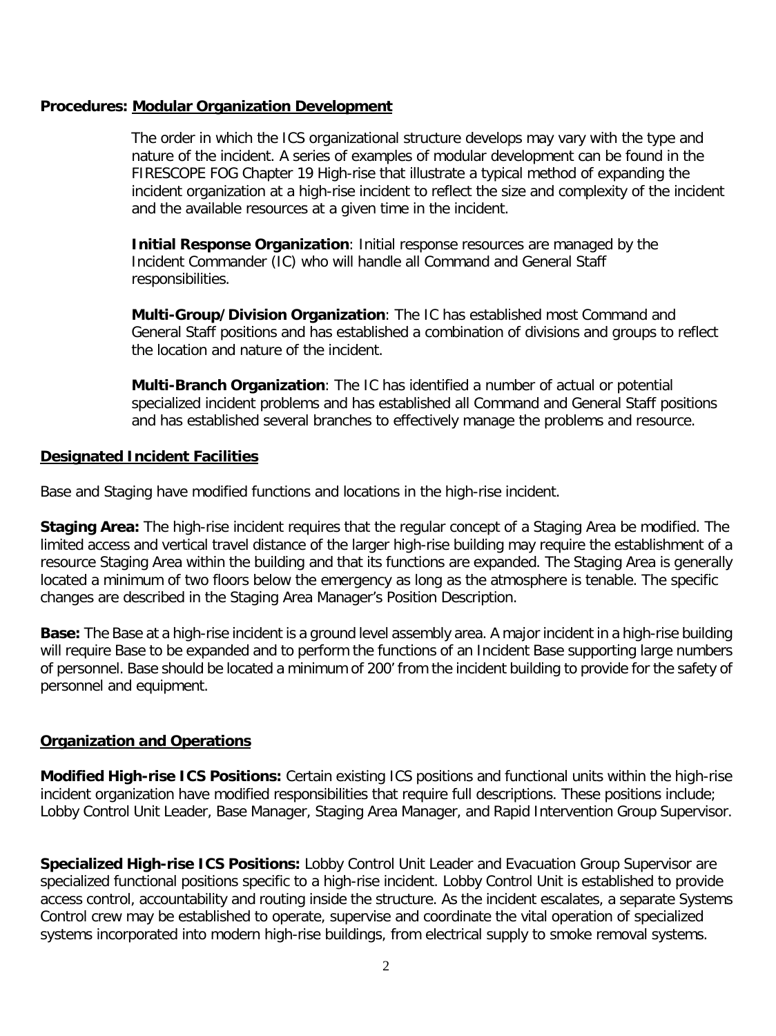**Procedures:** **Modular Organization Development**

The order in which the ICS organizational structure develops may vary with the type and nature of the incident. A series of examples of modular development can be found in the FIRESCOPE FOG Chapter 19 High-rise that illustrate a typical method of expanding the incident organization at a high-rise incident to reflect the size and complexity of the incident and the available resources at a given time in the incident.

**Initial Response Organization**: Initial response resources are managed by the Incident Commander (IC) who will handle all Command and General Staff responsibilities.

**Multi-Group/Division Organization**: The IC has established most Command and General Staff positions and has established a combination of divisions and groups to reflect the location and nature of the incident.

**Multi-Branch Organization**: The IC has identified a number of actual or potential specialized incident problems and has established all Command and General Staff positions and has established several branches to effectively manage the problems and resource.

**Designated Incident Facilities**

Base and Staging have modified functions and locations in the high-rise incident.

**Staging Area:** The high-rise incident requires that the regular concept of a Staging Area be modified. The limited access and vertical travel distance of the larger high-rise building may require the establishment of a resource Staging Area within the building and that its functions are expanded. The Staging Area is generally located a minimum of two floors below the emergency as long as the atmosphere is tenable. The specific changes are described in the Staging Area Manager's Position Description.

**Base:** The Base at a high-rise incident is a ground level assembly area. A major incident in a high-rise building will require Base to be expanded and to perform the functions of an Incident Base supporting large numbers of personnel. Base should be located a minimum of 200' from the incident building to provide for the safety of personnel and equipment.

**Organization and Operations**

**Modified High-rise ICS Positions:** Certain existing ICS positions and functional units within the high-rise incident organization have modified responsibilities that require full descriptions. These positions include; Lobby Control Unit Leader, Base Manager, Staging Area Manager, and Rapid Intervention Group Supervisor.

**Specialized High-rise ICS Positions:** Lobby Control Unit Leader and Evacuation Group Supervisor are specialized functional positions specific to a high-rise incident. Lobby Control Unit is established to provide access control, accountability and routing inside the structure. As the incident escalates, a separate Systems Control crew may be established to operate, supervise and coordinate the vital operation of specialized systems incorporated into modern high-rise buildings, from electrical supply to smoke removal systems.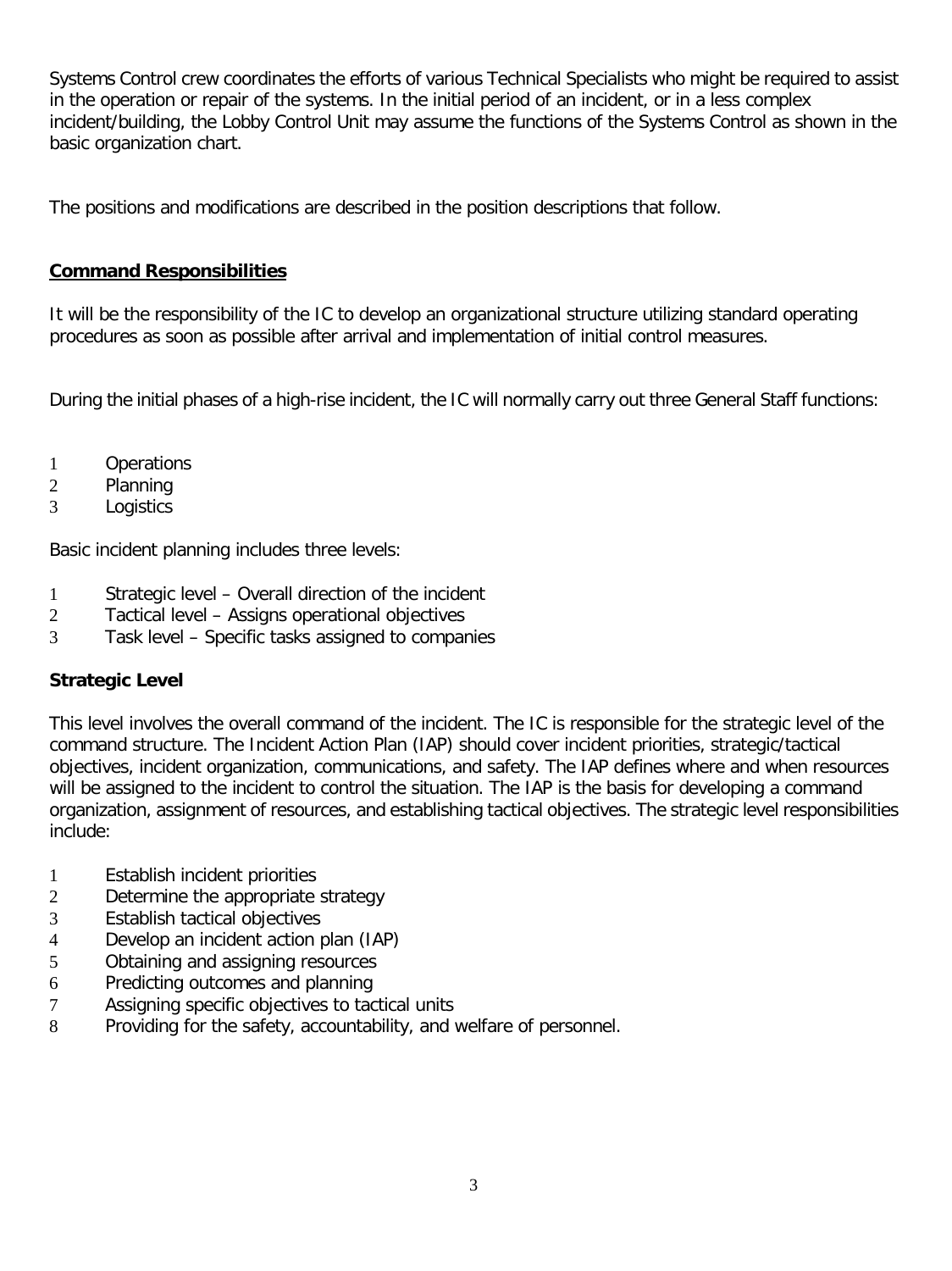Systems Control crew coordinates the efforts of various Technical Specialists who might be required to assist in the operation or repair of the systems. In the initial period of an incident, or in a less complex incident/building, the Lobby Control Unit may assume the functions of the Systems Control as shown in the basic organization chart.

The positions and modifications are described in the position descriptions that follow.

## Command Responsibilities

It will be the responsibility of the IC to develop an organizational structure utilizing standard operating procedures as soon as possible after arrival and implementation of initial control measures.

During the initial phases of a high-rise incident, the IC will normally carry out three General Staff functions:

1. Operations
2. Planning
3. Logistics

Basic incident planning includes three levels:

1. Strategic level – Overall direction of the incident
2. Tactical level – Assigns operational objectives
3. Task level – Specific tasks assigned to companies

### Strategic Level

This level involves the overall command of the incident. The IC is responsible for the strategic level of the command structure. The Incident Action Plan (IAP) should cover incident priorities, strategic/tactical objectives, incident organization, communications, and safety. The IAP defines where and when resources will be assigned to the incident to control the situation. The IAP is the basis for developing a command organization, assignment of resources, and establishing tactical objectives. The strategic level responsibilities include:

1. Establish incident priorities
2. Determine the appropriate strategy
3. Establish tactical objectives
4. Develop an incident action plan (IAP)
5. Obtaining and assigning resources
6. Predicting outcomes and planning
7. Assigning specific objectives to tactical units
8. Providing for the safety, accountability, and welfare of personnel.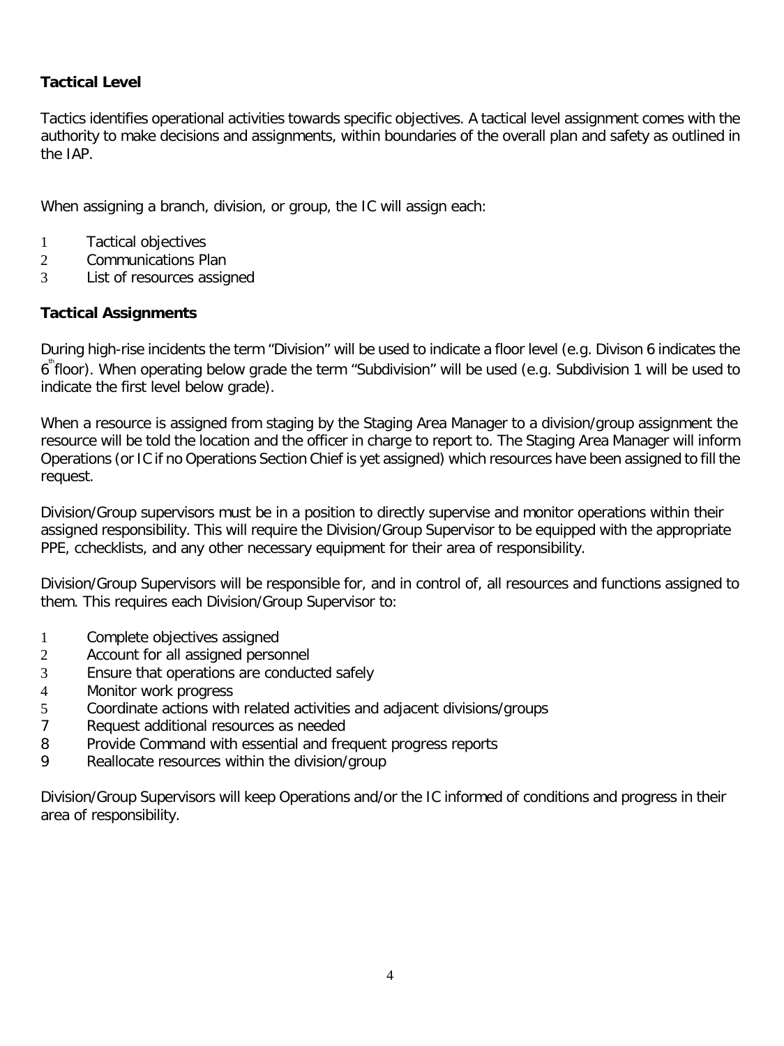**Tactical Level**

Tactics identifies operational activities towards specific objectives. A tactical level assignment comes with the authority to make decisions and assignments, within boundaries of the overall plan and safety as outlined in the IAP.

When assigning a branch, division, or group, the IC will assign each:

1 Tactical objectives
2 Communications Plan
3 List of resources assigned

**Tactical Assignments**

During high-rise incidents the term "Division" will be used to indicate a floor level (e.g. Divison 6 indicates the 6th floor). When operating below grade the term "Subdivision" will be used (e.g. Subdivision 1 will be used to indicate the first level below grade).

When a resource is assigned from staging by the Staging Area Manager to a division/group assignment the resource will be told the location and the officer in charge to report to. The Staging Area Manager will inform Operations (or IC if no Operations Section Chief is yet assigned) which resources have been assigned to fill the request.

Division/Group supervisors must be in a position to directly supervise and monitor operations within their assigned responsibility. This will require the Division/Group Supervisor to be equipped with the appropriate PPE, cchecklists, and any other necessary equipment for their area of responsibility.

Division/Group Supervisors will be responsible for, and in control of, all resources and functions assigned to them. This requires each Division/Group Supervisor to:

1 Complete objectives assigned
2 Account for all assigned personnel
3 Ensure that operations are conducted safely
4 Monitor work progress
5 Coordinate actions with related activities and adjacent divisions/groups
7 Request additional resources as needed
8 Provide Command with essential and frequent progress reports
9 Reallocate resources within the division/group

Division/Group Supervisors will keep Operations and/or the IC informed of conditions and progress in their area of responsibility.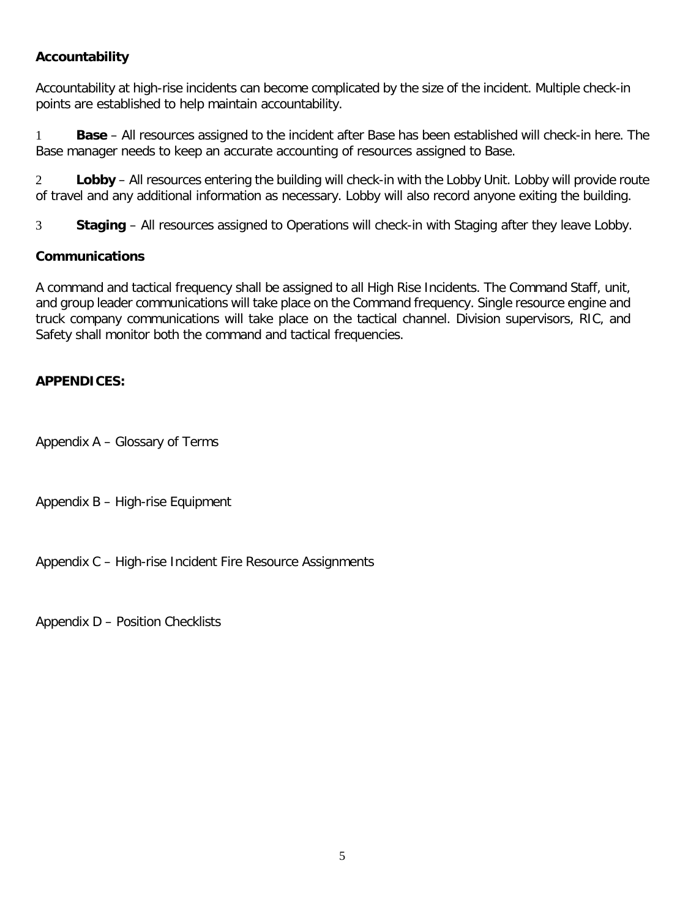**Accountability**

Accountability at high-rise incidents can become complicated by the size of the incident. Multiple check-in points are established to help maintain accountability.

1. **Base** – All resources assigned to the incident after Base has been established will check-in here. The Base manager needs to keep an accurate accounting of resources assigned to Base.
2. **Lobby** – All resources entering the building will check-in with the Lobby Unit. Lobby will provide route of travel and any additional information as necessary. Lobby will also record anyone exiting the building.
3. **Staging** – All resources assigned to Operations will check-in with Staging after they leave Lobby.

**Communications**

A command and tactical frequency shall be assigned to all High Rise Incidents. The Command Staff, unit, and group leader communications will take place on the Command frequency. Single resource engine and truck company communications will take place on the tactical channel. Division supervisors, RIC, and Safety shall monitor both the command and tactical frequencies.

**APPENDICES:**

Appendix A – Glossary of Terms

Appendix B – High-rise Equipment

Appendix C – High-rise Incident Fire Resource Assignments

Appendix D – Position Checklists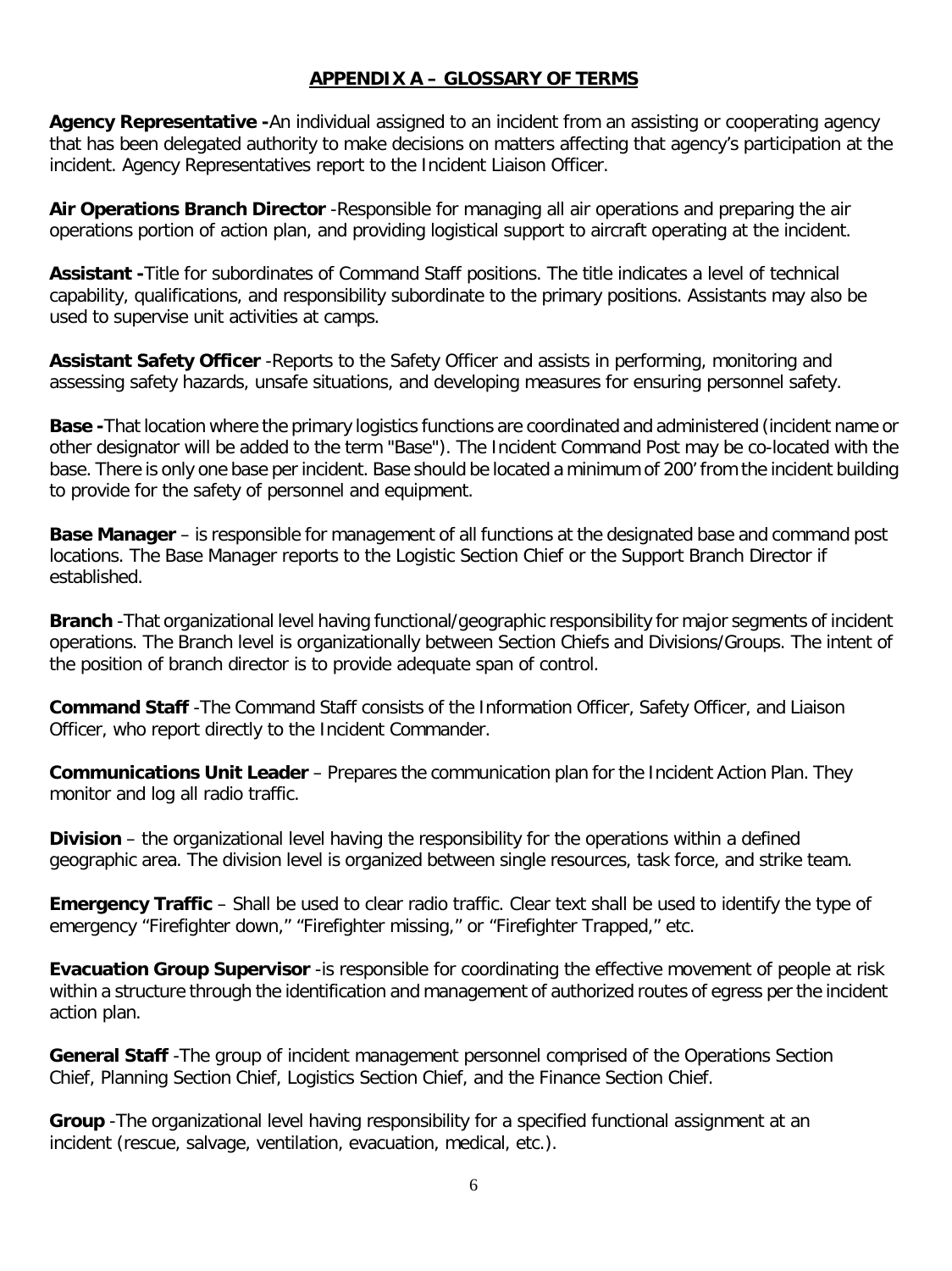## APPENDIX A – GLOSSARY OF TERMS

**Agency Representative -**An individual assigned to an incident from an assisting or cooperating agency that has been delegated authority to make decisions on matters affecting that agency's participation at the incident. Agency Representatives report to the Incident Liaison Officer.

**Air Operations Branch Director** -Responsible for managing all air operations and preparing the air operations portion of action plan, and providing logistical support to aircraft operating at the incident.

**Assistant -**Title for subordinates of Command Staff positions. The title indicates a level of technical capability, qualifications, and responsibility subordinate to the primary positions. Assistants may also be used to supervise unit activities at camps.

**Assistant Safety Officer** -Reports to the Safety Officer and assists in performing, monitoring and assessing safety hazards, unsafe situations, and developing measures for ensuring personnel safety.

**Base -**That location where the primary logistics functions are coordinated and administered (incident name or other designator will be added to the term "Base"). The Incident Command Post may be co-located with the base. There is only one base per incident. Base should be located a minimum of 200' from the incident building to provide for the safety of personnel and equipment.

**Base Manager** – is responsible for management of all functions at the designated base and command post locations. The Base Manager reports to the Logistic Section Chief or the Support Branch Director if established.

**Branch** -That organizational level having functional/geographic responsibility for major segments of incident operations. The Branch level is organizationally between Section Chiefs and Divisions/Groups. The intent of the position of branch director is to provide adequate span of control.

**Command Staff** -The Command Staff consists of the Information Officer, Safety Officer, and Liaison Officer, who report directly to the Incident Commander.

**Communications Unit Leader** – Prepares the communication plan for the Incident Action Plan. They monitor and log all radio traffic.

**Division** – the organizational level having the responsibility for the operations within a defined geographic area. The division level is organized between single resources, task force, and strike team.

**Emergency Traffic** – Shall be used to clear radio traffic. Clear text shall be used to identify the type of emergency "Firefighter down," "Firefighter missing," or "Firefighter Trapped," etc.

**Evacuation Group Supervisor** -is responsible for coordinating the effective movement of people at risk within a structure through the identification and management of authorized routes of egress per the incident action plan.

**General Staff** -The group of incident management personnel comprised of the Operations Section Chief, Planning Section Chief, Logistics Section Chief, and the Finance Section Chief.

**Group** -The organizational level having responsibility for a specified functional assignment at an incident (rescue, salvage, ventilation, evacuation, medical, etc.).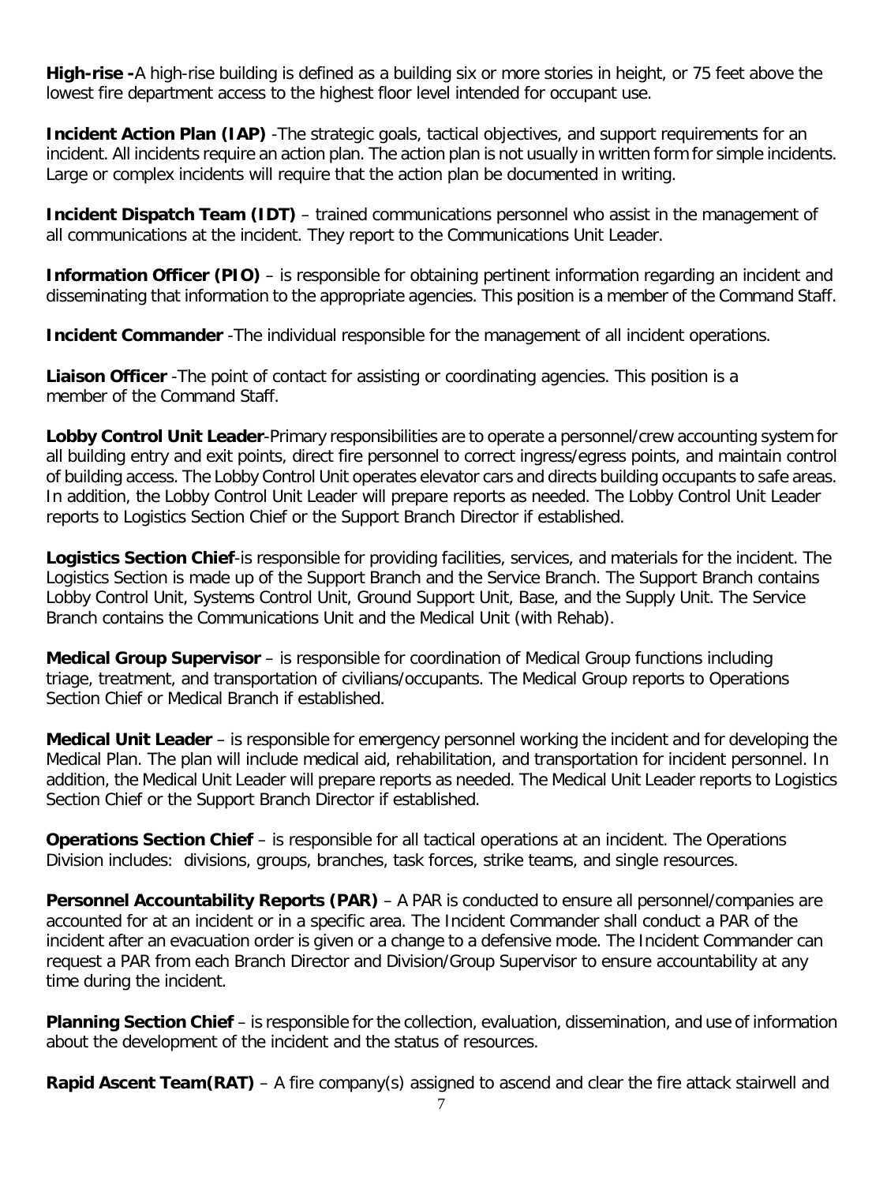**High-rise -**A high-rise building is defined as a building six or more stories in height, or 75 feet above the lowest fire department access to the highest floor level intended for occupant use.

**Incident Action Plan (IAP)** -The strategic goals, tactical objectives, and support requirements for an incident. All incidents require an action plan. The action plan is not usually in written form for simple incidents. Large or complex incidents will require that the action plan be documented in writing.

**Incident Dispatch Team (IDT)** – trained communications personnel who assist in the management of all communications at the incident. They report to the Communications Unit Leader.

**Information Officer (PIO)** – is responsible for obtaining pertinent information regarding an incident and disseminating that information to the appropriate agencies. This position is a member of the Command Staff.

**Incident Commander** -The individual responsible for the management of all incident operations.

**Liaison Officer** -The point of contact for assisting or coordinating agencies. This position is a member of the Command Staff.

**Lobby Control Unit Leader**-Primary responsibilities are to operate a personnel/crew accounting system for all building entry and exit points, direct fire personnel to correct ingress/egress points, and maintain control of building access. The Lobby Control Unit operates elevator cars and directs building occupants to safe areas. In addition, the Lobby Control Unit Leader will prepare reports as needed. The Lobby Control Unit Leader reports to Logistics Section Chief or the Support Branch Director if established.

**Logistics Section Chief**-is responsible for providing facilities, services, and materials for the incident. The Logistics Section is made up of the Support Branch and the Service Branch. The Support Branch contains Lobby Control Unit, Systems Control Unit, Ground Support Unit, Base, and the Supply Unit. The Service Branch contains the Communications Unit and the Medical Unit (with Rehab).

**Medical Group Supervisor** – is responsible for coordination of Medical Group functions including triage, treatment, and transportation of civilians/occupants. The Medical Group reports to Operations Section Chief or Medical Branch if established.

**Medical Unit Leader** – is responsible for emergency personnel working the incident and for developing the Medical Plan. The plan will include medical aid, rehabilitation, and transportation for incident personnel. In addition, the Medical Unit Leader will prepare reports as needed. The Medical Unit Leader reports to Logistics Section Chief or the Support Branch Director if established.

**Operations Section Chief** – is responsible for all tactical operations at an incident. The Operations Division includes: divisions, groups, branches, task forces, strike teams, and single resources.

**Personnel Accountability Reports (PAR)** – A PAR is conducted to ensure all personnel/companies are accounted for at an incident or in a specific area. The Incident Commander shall conduct a PAR of the incident after an evacuation order is given or a change to a defensive mode. The Incident Commander can request a PAR from each Branch Director and Division/Group Supervisor to ensure accountability at any time during the incident.

**Planning Section Chief** – is responsible for the collection, evaluation, dissemination, and use of information about the development of the incident and the status of resources.

**Rapid Ascent Team(RAT)** – A fire company(s) assigned to ascend and clear the fire attack stairwell and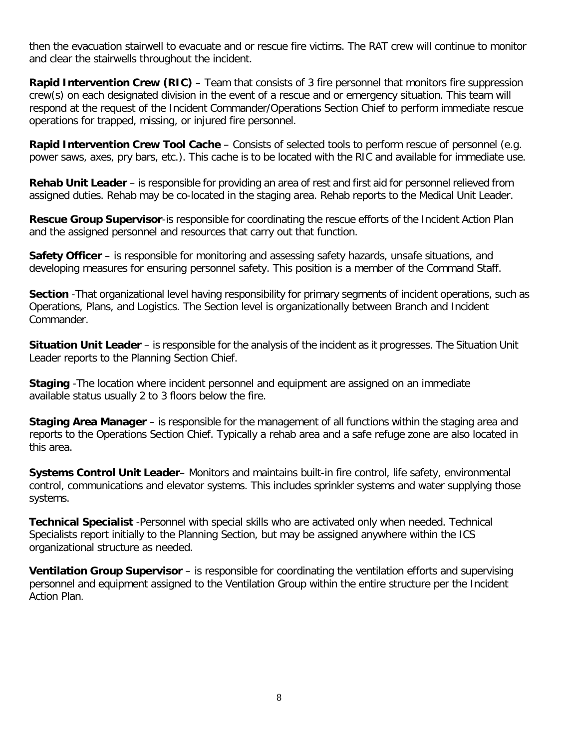then the evacuation stairwell to evacuate and or rescue fire victims. The RAT crew will continue to monitor and clear the stairwells throughout the incident.

**Rapid Intervention Crew (RIC)** – Team that consists of 3 fire personnel that monitors fire suppression crew(s) on each designated division in the event of a rescue and or emergency situation. This team will respond at the request of the Incident Commander/Operations Section Chief to perform immediate rescue operations for trapped, missing, or injured fire personnel.

**Rapid Intervention Crew Tool Cache** – Consists of selected tools to perform rescue of personnel (e.g. power saws, axes, pry bars, etc.). This cache is to be located with the RIC and available for immediate use.

**Rehab Unit Leader** – is responsible for providing an area of rest and first aid for personnel relieved from assigned duties. Rehab may be co-located in the staging area. Rehab reports to the Medical Unit Leader.

**Rescue Group Supervisor**-is responsible for coordinating the rescue efforts of the Incident Action Plan and the assigned personnel and resources that carry out that function.

**Safety Officer** – is responsible for monitoring and assessing safety hazards, unsafe situations, and developing measures for ensuring personnel safety. This position is a member of the Command Staff.

**Section** -That organizational level having responsibility for primary segments of incident operations, such as Operations, Plans, and Logistics. The Section level is organizationally between Branch and Incident Commander.

**Situation Unit Leader** – is responsible for the analysis of the incident as it progresses. The Situation Unit Leader reports to the Planning Section Chief.

**Staging** -The location where incident personnel and equipment are assigned on an immediate available status usually 2 to 3 floors below the fire.

**Staging Area Manager** – is responsible for the management of all functions within the staging area and reports to the Operations Section Chief. Typically a rehab area and a safe refuge zone are also located in this area.

**Systems Control Unit Leader**– Monitors and maintains built-in fire control, life safety, environmental control, communications and elevator systems. This includes sprinkler systems and water supplying those systems.

**Technical Specialist** -Personnel with special skills who are activated only when needed. Technical Specialists report initially to the Planning Section, but may be assigned anywhere within the ICS organizational structure as needed.

**Ventilation Group Supervisor** – is responsible for coordinating the ventilation efforts and supervising personnel and equipment assigned to the Ventilation Group within the entire structure per the Incident Action Plan.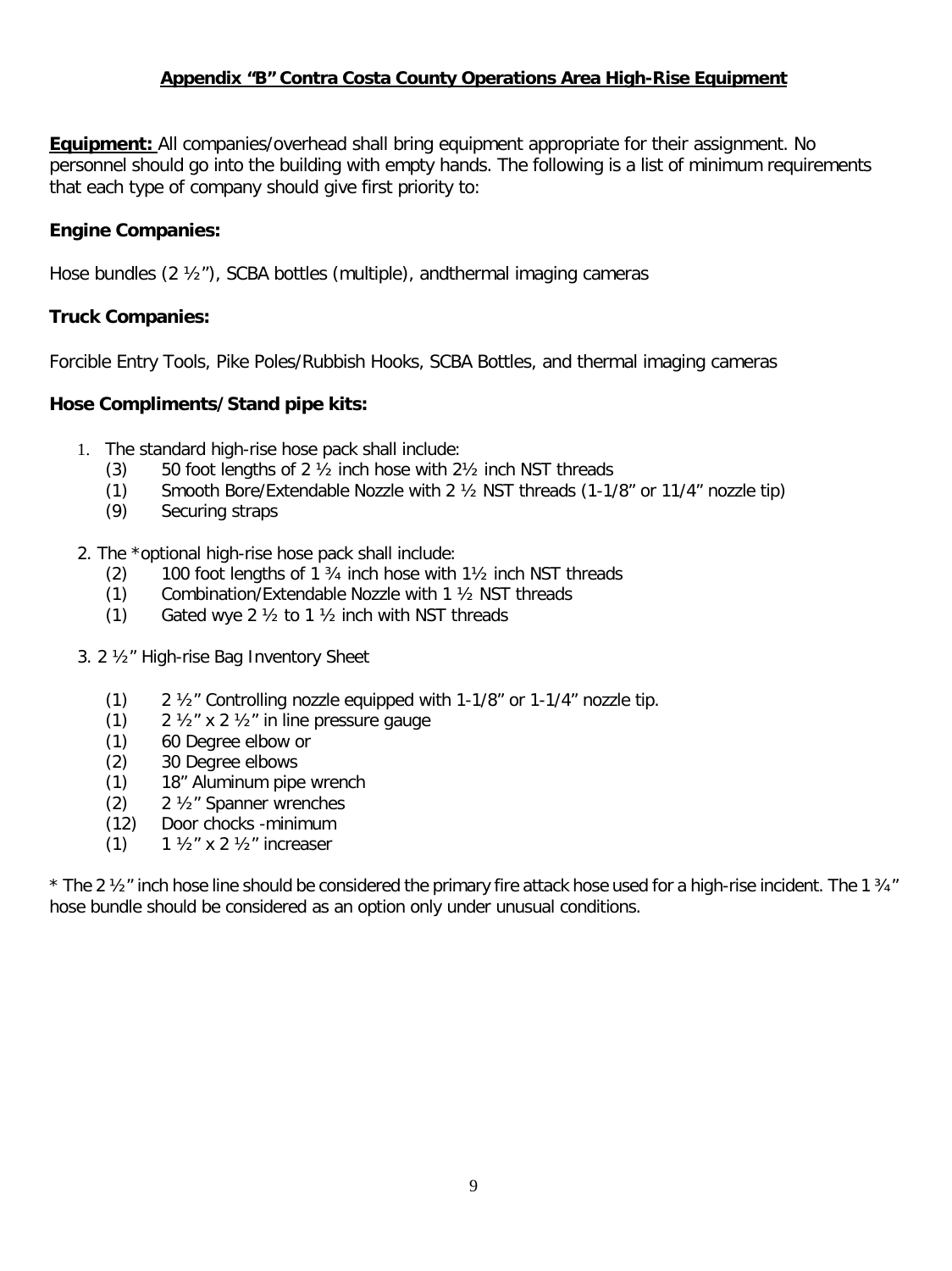## Appendix "B" Contra Costa County Operations Area High-Rise Equipment

**Equipment:** All companies/overhead shall bring equipment appropriate for their assignment. No personnel should go into the building with empty hands. The following is a list of minimum requirements that each type of company should give first priority to:

### Engine Companies:

Hose bundles (2 ½"), SCBA bottles (multiple), andthermal imaging cameras

### Truck Companies:

Forcible Entry Tools, Pike Poles/Rubbish Hooks, SCBA Bottles, and thermal imaging cameras

### Hose Compliments/Stand pipe kits:

1. The standard high-rise hose pack shall include:
   - (3) 50 foot lengths of 2 ½ inch hose with 2½ inch NST threads
   - (1) Smooth Bore/Extendable Nozzle with 2 ½ NST threads (1-1/8" or 11/4" nozzle tip)
   - (9) Securing straps

2. The *optional high-rise hose pack shall include:
   - (2) 100 foot lengths of 1 ¾ inch hose with 1½ inch NST threads
   - (1) Combination/Extendable Nozzle with 1 ½ NST threads
   - (1) Gated wye 2 ½ to 1 ½ inch with NST threads

3. 2 ½" High-rise Bag Inventory Sheet
   - (1) 2 ½" Controlling nozzle equipped with 1-1/8" or 1-1/4" nozzle tip.
   - (1) 2 ½" x 2 ½" in line pressure gauge
   - (1) 60 Degree elbow or
   - (2) 30 Degree elbows
   - (1) 18" Aluminum pipe wrench
   - (2) 2 ½" Spanner wrenches
   - (12) Door chocks -minimum
   - (1) 1 ½" x 2 ½" increaser

* The 2 ½" inch hose line should be considered the primary fire attack hose used for a high-rise incident. The 1 ¾" hose bundle should be considered as an option only under unusual conditions.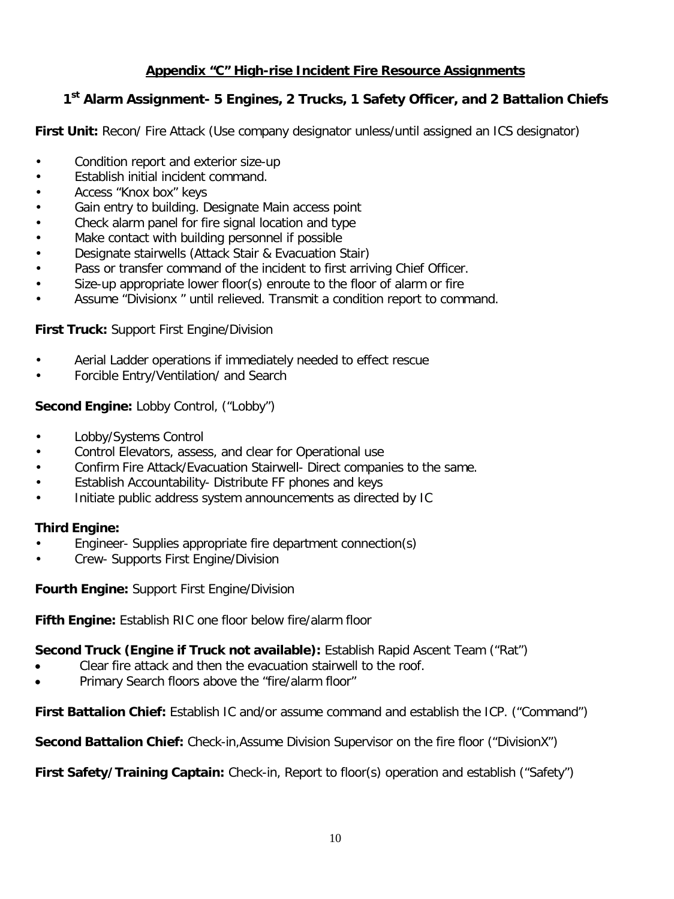## Appendix "C" High-rise Incident Fire Resource Assignments

## 1st Alarm Assignment- 5 Engines, 2 Trucks, 1 Safety Officer, and 2 Battalion Chiefs

**First Unit:** Recon/ Fire Attack (Use company designator unless/until assigned an ICS designator)

- Condition report and exterior size-up
- Establish initial incident command.
- Access "Knox box" keys
- Gain entry to building. Designate Main access point
- Check alarm panel for fire signal location and type
- Make contact with building personnel if possible
- Designate stairwells (Attack Stair & Evacuation Stair)
- Pass or transfer command of the incident to first arriving Chief Officer.
- Size-up appropriate lower floor(s) enroute to the floor of alarm or fire
- Assume "Divisionx " until relieved. Transmit a condition report to command.

**First Truck:** Support First Engine/Division

- Aerial Ladder operations if immediately needed to effect rescue
- Forcible Entry/Ventilation/ and Search

**Second Engine:** Lobby Control, ("Lobby")

- Lobby/Systems Control
- Control Elevators, assess, and clear for Operational use
- Confirm Fire Attack/Evacuation Stairwell- Direct companies to the same.
- Establish Accountability- Distribute FF phones and keys
- Initiate public address system announcements as directed by IC

**Third Engine:**

- Engineer- Supplies appropriate fire department connection(s)
- Crew- Supports First Engine/Division

**Fourth Engine:** Support First Engine/Division

**Fifth Engine:** Establish RIC one floor below fire/alarm floor

**Second Truck (Engine if Truck not available):** Establish Rapid Ascent Team ("Rat")

- Clear fire attack and then the evacuation stairwell to the roof.
- Primary Search floors above the "fire/alarm floor"

**First Battalion Chief:** Establish IC and/or assume command and establish the ICP. ("Command")

**Second Battalion Chief:** Check-in,Assume Division Supervisor on the fire floor ("DivisionX")

**First Safety/Training Captain:** Check-in, Report to floor(s) operation and establish ("Safety")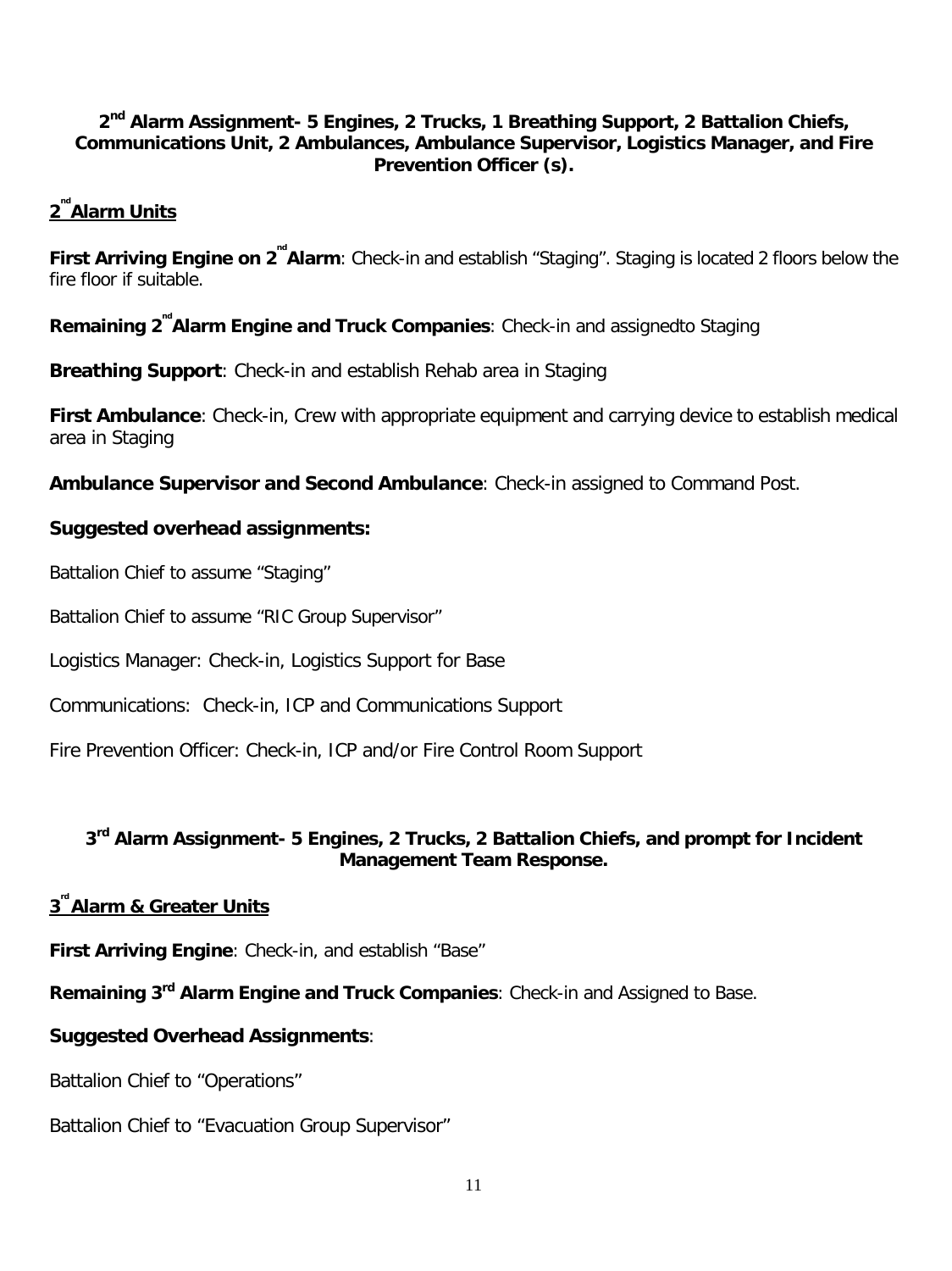**2nd Alarm Assignment- 5 Engines, 2 Trucks, 1 Breathing Support, 2 Battalion Chiefs, Communications Unit, 2 Ambulances, Ambulance Supervisor, Logistics Manager, and Fire Prevention Officer (s).**

**<u>2nd Alarm Units</u>**

**First Arriving Engine on 2nd Alarm**: Check-in and establish "Staging". Staging is located 2 floors below the fire floor if suitable.

**Remaining 2nd Alarm Engine and Truck Companies**: Check-in and assignedto Staging

**Breathing Support**: Check-in and establish Rehab area in Staging

**First Ambulance**: Check-in, Crew with appropriate equipment and carrying device to establish medical area in Staging

**Ambulance Supervisor and Second Ambulance**: Check-in assigned to Command Post.

**Suggested overhead assignments:**

Battalion Chief to assume "Staging"

Battalion Chief to assume "RIC Group Supervisor"

Logistics Manager: Check-in, Logistics Support for Base

Communications: Check-in, ICP and Communications Support

Fire Prevention Officer: Check-in, ICP and/or Fire Control Room Support

**3rd Alarm Assignment- 5 Engines, 2 Trucks, 2 Battalion Chiefs, and prompt for Incident Management Team Response.**

**<u>3rd Alarm & Greater Units</u>**

**First Arriving Engine**: Check-in, and establish "Base"

**Remaining 3rd Alarm Engine and Truck Companies**: Check-in and Assigned to Base.

**Suggested Overhead Assignments**:

Battalion Chief to "Operations"

Battalion Chief to "Evacuation Group Supervisor"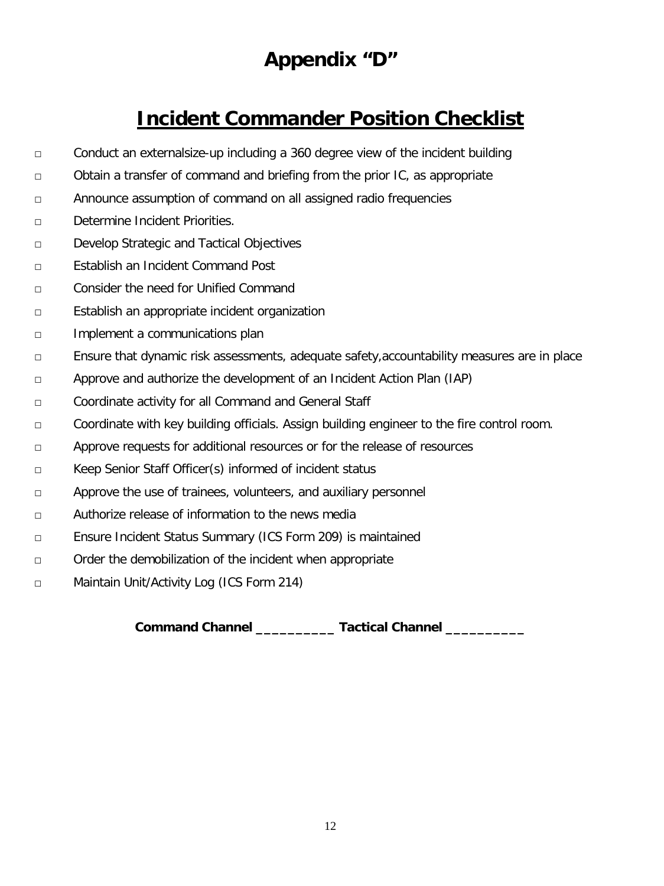# Appendix "D"

## Incident Commander Position Checklist

- □ Conduct an externalsize-up including a 360 degree view of the incident building
- □ Obtain a transfer of command and briefing from the prior IC, as appropriate
- □ Announce assumption of command on all assigned radio frequencies
- □ Determine Incident Priorities.
- □ Develop Strategic and Tactical Objectives
- □ Establish an Incident Command Post
- □ Consider the need for Unified Command
- □ Establish an appropriate incident organization
- □ Implement a communications plan
- □ Ensure that dynamic risk assessments, adequate safety,accountability measures are in place
- □ Approve and authorize the development of an Incident Action Plan (IAP)
- □ Coordinate activity for all Command and General Staff
- □ Coordinate with key building officials. Assign building engineer to the fire control room.
- □ Approve requests for additional resources or for the release of resources
- □ Keep Senior Staff Officer(s) informed of incident status
- □ Approve the use of trainees, volunteers, and auxiliary personnel
- □ Authorize release of information to the news media
- □ Ensure Incident Status Summary (ICS Form 209) is maintained
- □ Order the demobilization of the incident when appropriate
- □ Maintain Unit/Activity Log (ICS Form 214)

**Command Channel __________ Tactical Channel __________**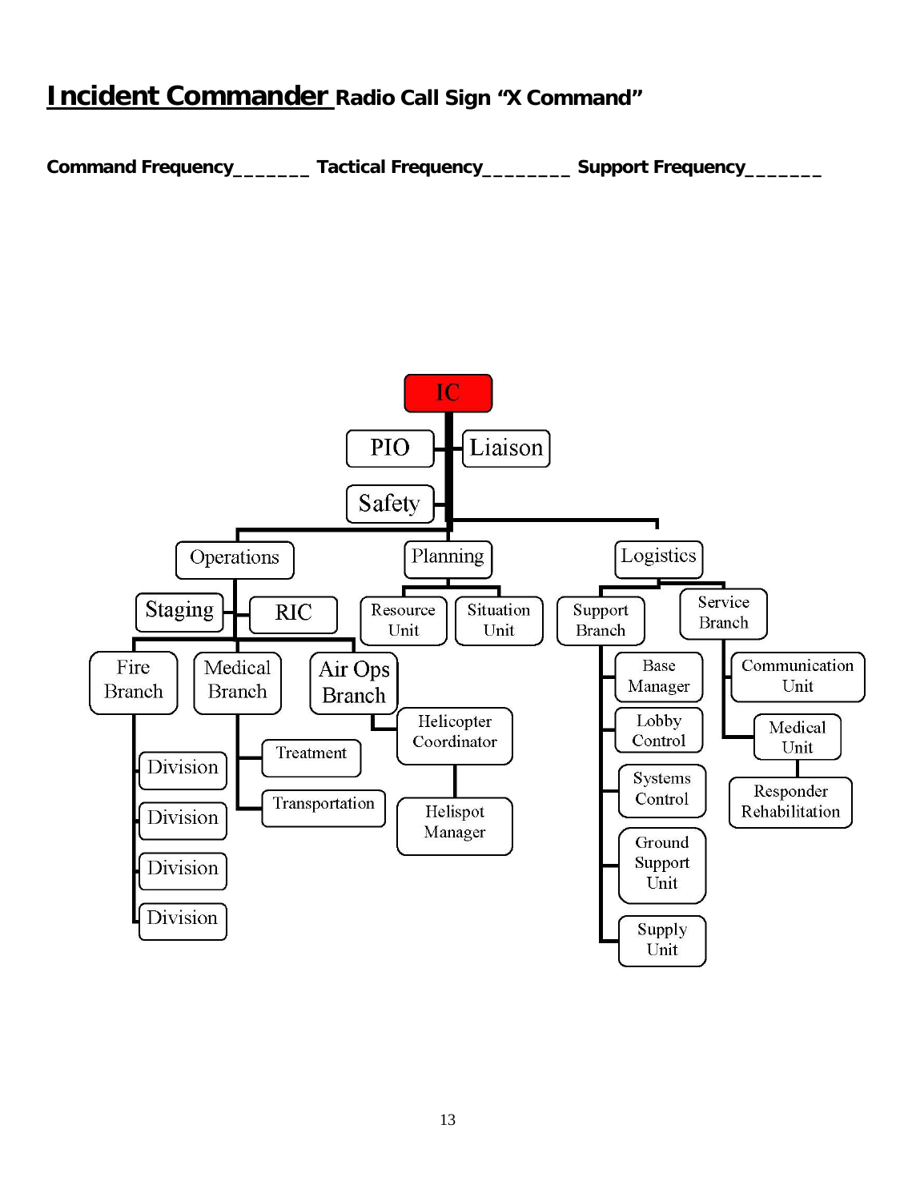# Incident Commander Radio Call Sign "X Command"

**Command Frequency_______ Tactical Frequency________ Support Frequency_______**

IC

PIO

Liaison

Safety

Operations

Planning

Logistics

Staging

RIC

Resource Unit

Situation Unit

Support Branch

Service Branch

Fire Branch

Medical Branch

Air Ops Branch

Base Manager

Communication Unit

Helicopter Coordinator

Lobby Control

Medical Unit

Division

Treatment

Division

Transportation

Systems Control

Responder Rehabilitation

Helispot Manager

Division

Ground Support Unit

Division

Supply Unit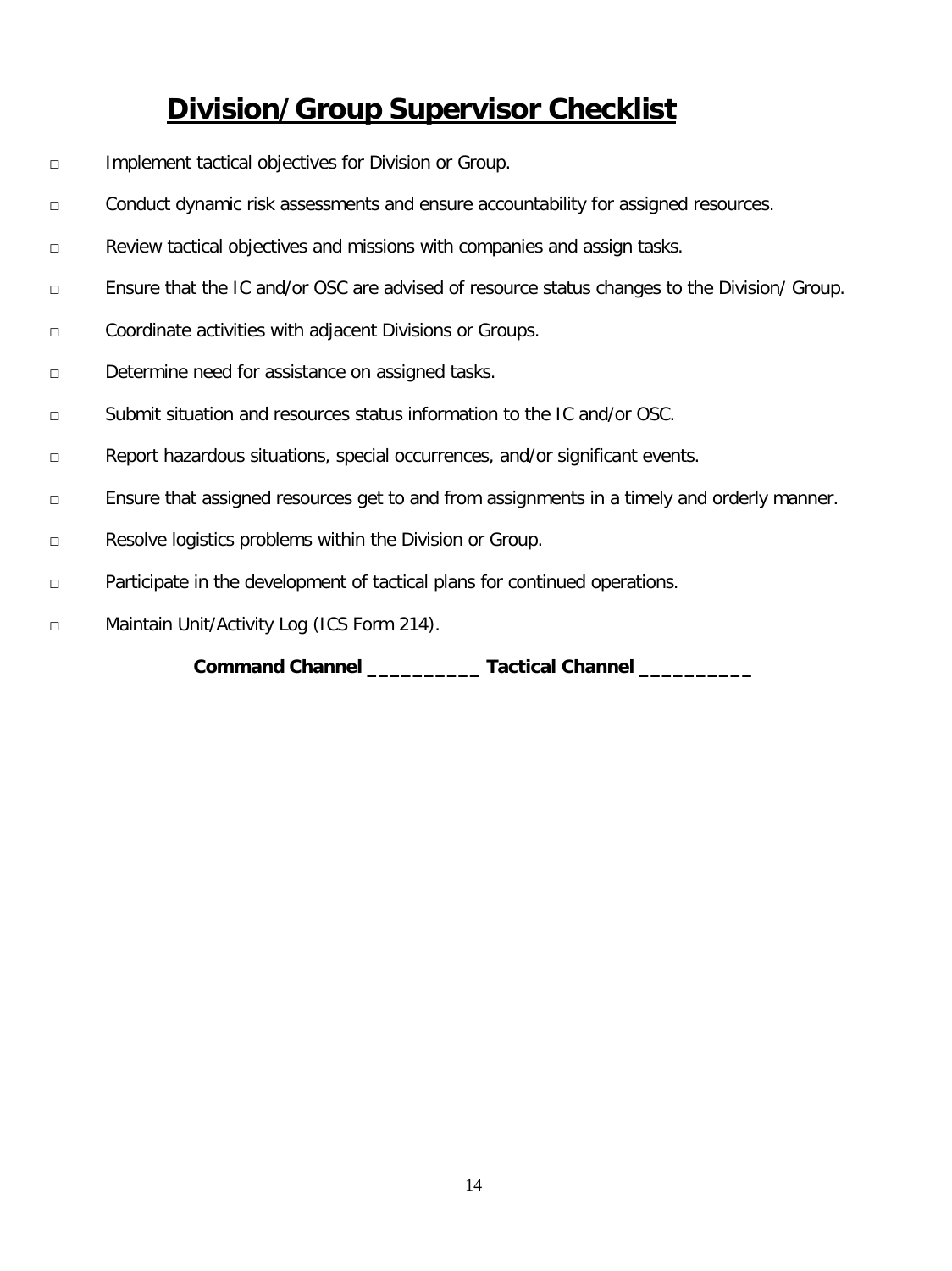# Division/Group Supervisor Checklist

- □ Implement tactical objectives for Division or Group.
- □ Conduct dynamic risk assessments and ensure accountability for assigned resources.
- □ Review tactical objectives and missions with companies and assign tasks.
- □ Ensure that the IC and/or OSC are advised of resource status changes to the Division/ Group.
- □ Coordinate activities with adjacent Divisions or Groups.
- □ Determine need for assistance on assigned tasks.
- □ Submit situation and resources status information to the IC and/or OSC.
- □ Report hazardous situations, special occurrences, and/or significant events.
- □ Ensure that assigned resources get to and from assignments in a timely and orderly manner.
- □ Resolve logistics problems within the Division or Group.
- □ Participate in the development of tactical plans for continued operations.
- □ Maintain Unit/Activity Log (ICS Form 214).

**Command Channel __________ Tactical Channel __________**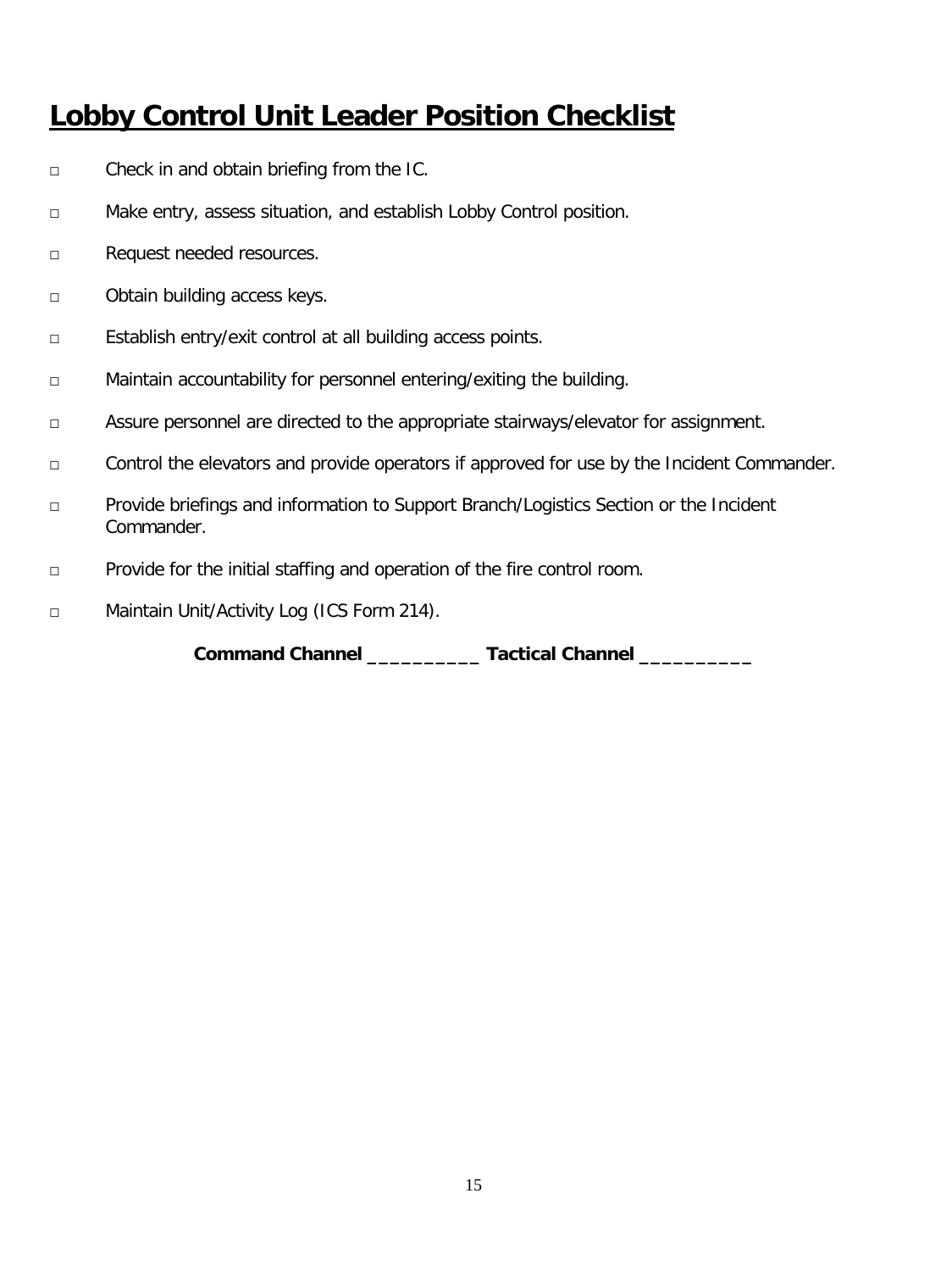# Lobby Control Unit Leader Position Checklist

- □ Check in and obtain briefing from the IC.
- □ Make entry, assess situation, and establish Lobby Control position.
- □ Request needed resources.
- □ Obtain building access keys.
- □ Establish entry/exit control at all building access points.
- □ Maintain accountability for personnel entering/exiting the building.
- □ Assure personnel are directed to the appropriate stairways/elevator for assignment.
- □ Control the elevators and provide operators if approved for use by the Incident Commander.
- □ Provide briefings and information to Support Branch/Logistics Section or the Incident Commander.
- □ Provide for the initial staffing and operation of the fire control room.
- □ Maintain Unit/Activity Log (ICS Form 214).

**Command Channel __________ Tactical Channel __________**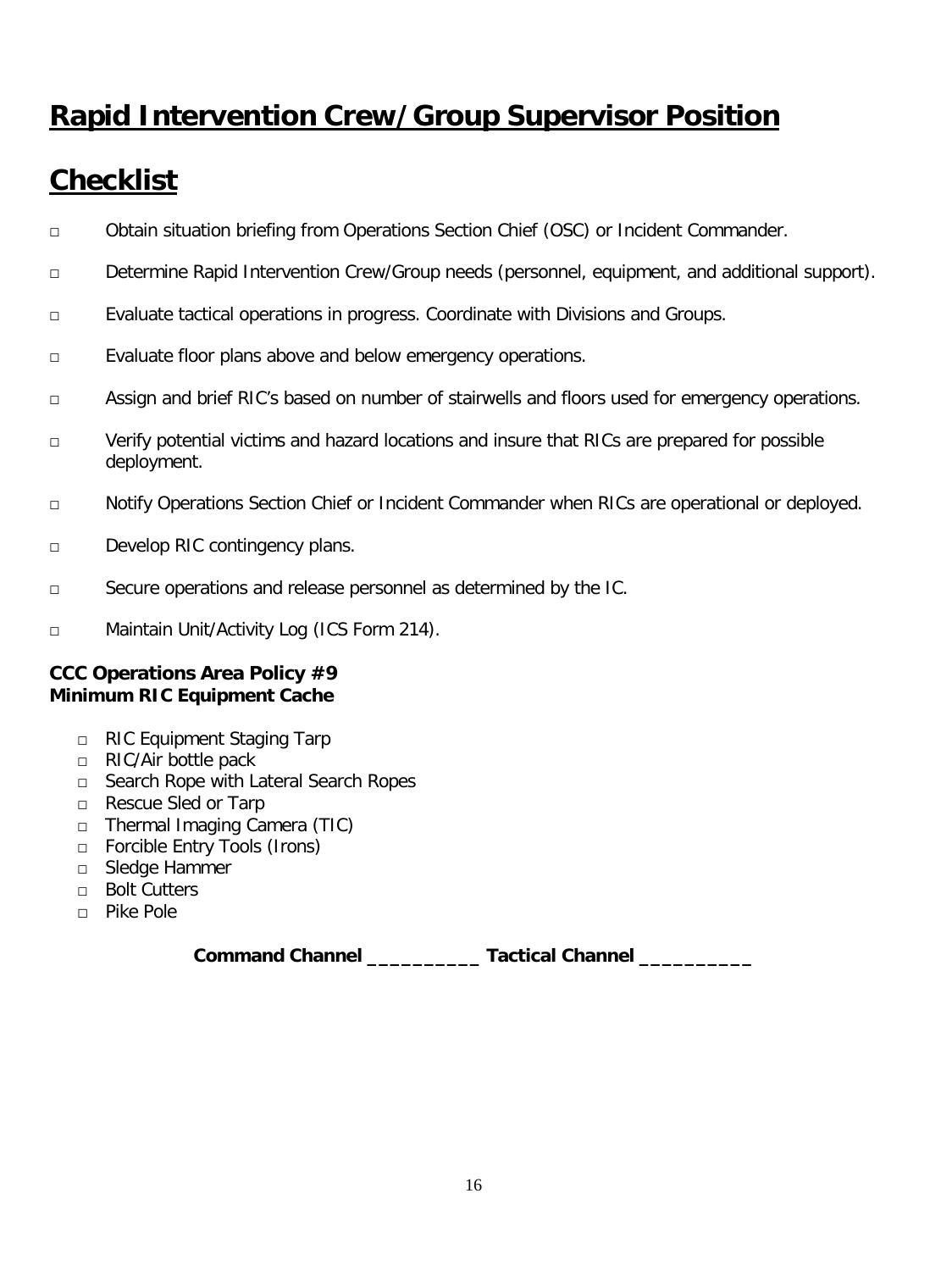# Rapid Intervention Crew/Group Supervisor Position

# Checklist

- □ Obtain situation briefing from Operations Section Chief (OSC) or Incident Commander.
- □ Determine Rapid Intervention Crew/Group needs (personnel, equipment, and additional support).
- □ Evaluate tactical operations in progress. Coordinate with Divisions and Groups.
- □ Evaluate floor plans above and below emergency operations.
- □ Assign and brief RIC's based on number of stairwells and floors used for emergency operations.
- □ Verify potential victims and hazard locations and insure that RICs are prepared for possible deployment.
- □ Notify Operations Section Chief or Incident Commander when RICs are operational or deployed.
- □ Develop RIC contingency plans.
- □ Secure operations and release personnel as determined by the IC.
- □ Maintain Unit/Activity Log (ICS Form 214).

**CCC Operations Area Policy #9**
**Minimum RIC Equipment Cache**

- □ RIC Equipment Staging Tarp
- □ RIC/Air bottle pack
- □ Search Rope with Lateral Search Ropes
- □ Rescue Sled or Tarp
- □ Thermal Imaging Camera (TIC)
- □ Forcible Entry Tools (Irons)
- □ Sledge Hammer
- □ Bolt Cutters
- □ Pike Pole

**Command Channel __________ Tactical Channel __________**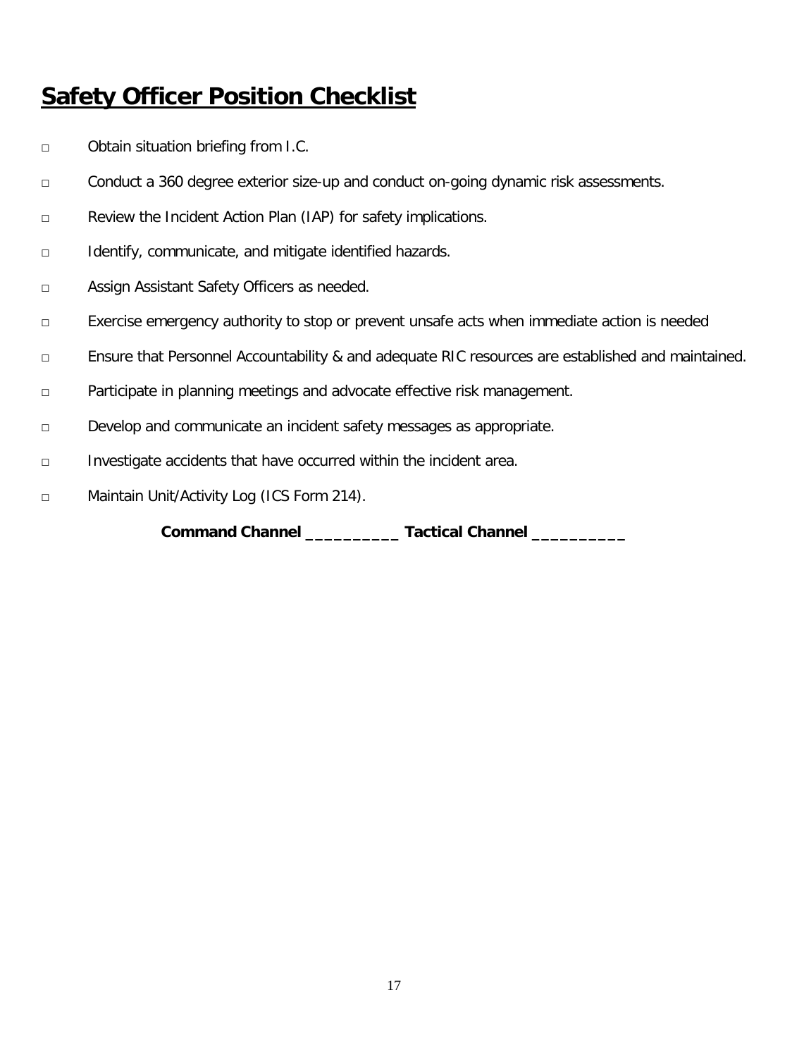# Safety Officer Position Checklist

- □ Obtain situation briefing from I.C.
- □ Conduct a 360 degree exterior size-up and conduct on-going dynamic risk assessments.
- □ Review the Incident Action Plan (IAP) for safety implications.
- □ Identify, communicate, and mitigate identified hazards.
- □ Assign Assistant Safety Officers as needed.
- □ Exercise emergency authority to stop or prevent unsafe acts when immediate action is needed
- □ Ensure that Personnel Accountability & and adequate RIC resources are established and maintained.
- □ Participate in planning meetings and advocate effective risk management.
- □ Develop and communicate an incident safety messages as appropriate.
- □ Investigate accidents that have occurred within the incident area.
- □ Maintain Unit/Activity Log (ICS Form 214).

**Command Channel __________ Tactical Channel __________**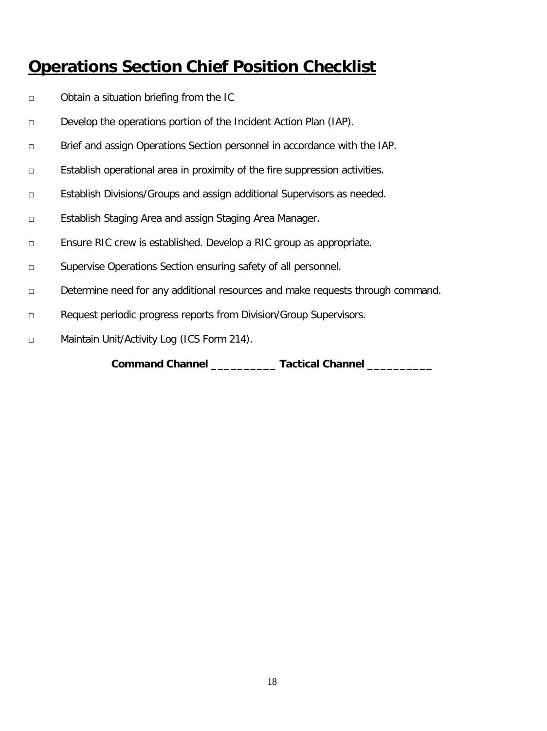# Operations Section Chief Position Checklist

- □ Obtain a situation briefing from the IC
- □ Develop the operations portion of the Incident Action Plan (IAP).
- □ Brief and assign Operations Section personnel in accordance with the IAP.
- □ Establish operational area in proximity of the fire suppression activities.
- □ Establish Divisions/Groups and assign additional Supervisors as needed.
- □ Establish Staging Area and assign Staging Area Manager.
- □ Ensure RIC crew is established. Develop a RIC group as appropriate.
- □ Supervise Operations Section ensuring safety of all personnel.
- □ Determine need for any additional resources and make requests through command.
- □ Request periodic progress reports from Division/Group Supervisors.
- □ Maintain Unit/Activity Log (ICS Form 214).

**Command Channel __________ Tactical Channel __________**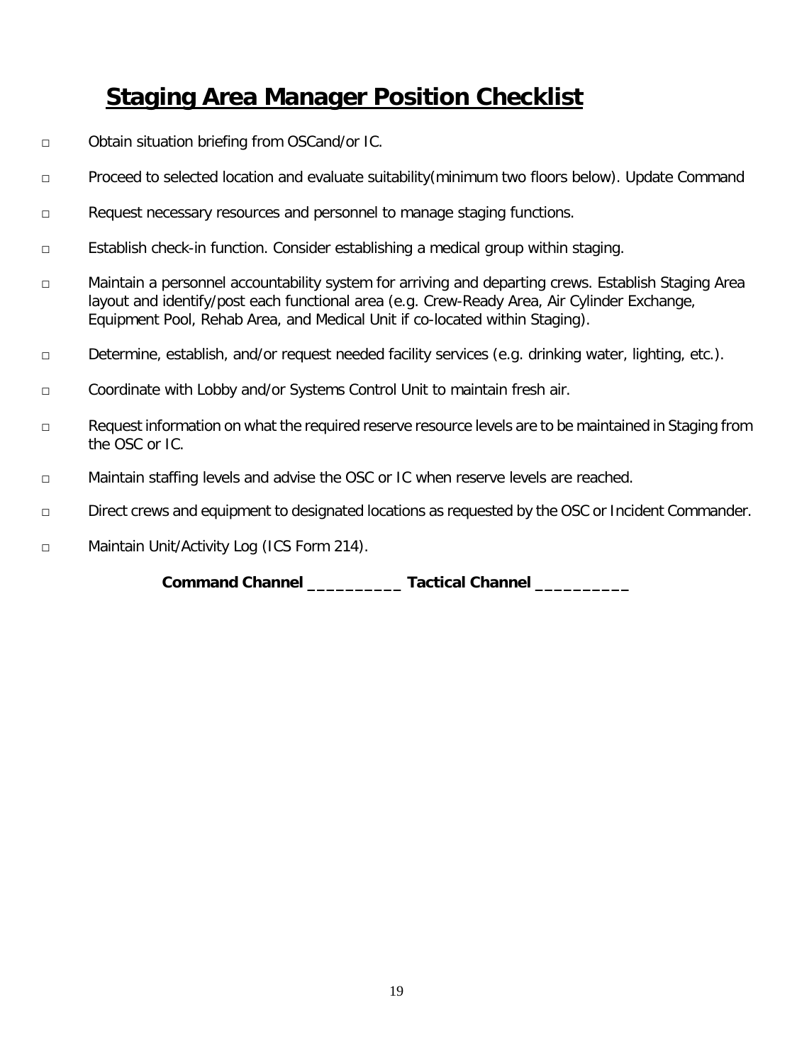# Staging Area Manager Position Checklist

- ☐ Obtain situation briefing from OSCand/or IC.
- ☐ Proceed to selected location and evaluate suitability(minimum two floors below). Update Command
- ☐ Request necessary resources and personnel to manage staging functions.
- ☐ Establish check-in function. Consider establishing a medical group within staging.
- ☐ Maintain a personnel accountability system for arriving and departing crews. Establish Staging Area layout and identify/post each functional area (e.g. Crew-Ready Area, Air Cylinder Exchange, Equipment Pool, Rehab Area, and Medical Unit if co-located within Staging).
- ☐ Determine, establish, and/or request needed facility services (e.g. drinking water, lighting, etc.).
- ☐ Coordinate with Lobby and/or Systems Control Unit to maintain fresh air.
- ☐ Request information on what the required reserve resource levels are to be maintained in Staging from the OSC or IC.
- ☐ Maintain staffing levels and advise the OSC or IC when reserve levels are reached.
- ☐ Direct crews and equipment to designated locations as requested by the OSC or Incident Commander.
- ☐ Maintain Unit/Activity Log (ICS Form 214).

**Command Channel __________ Tactical Channel __________**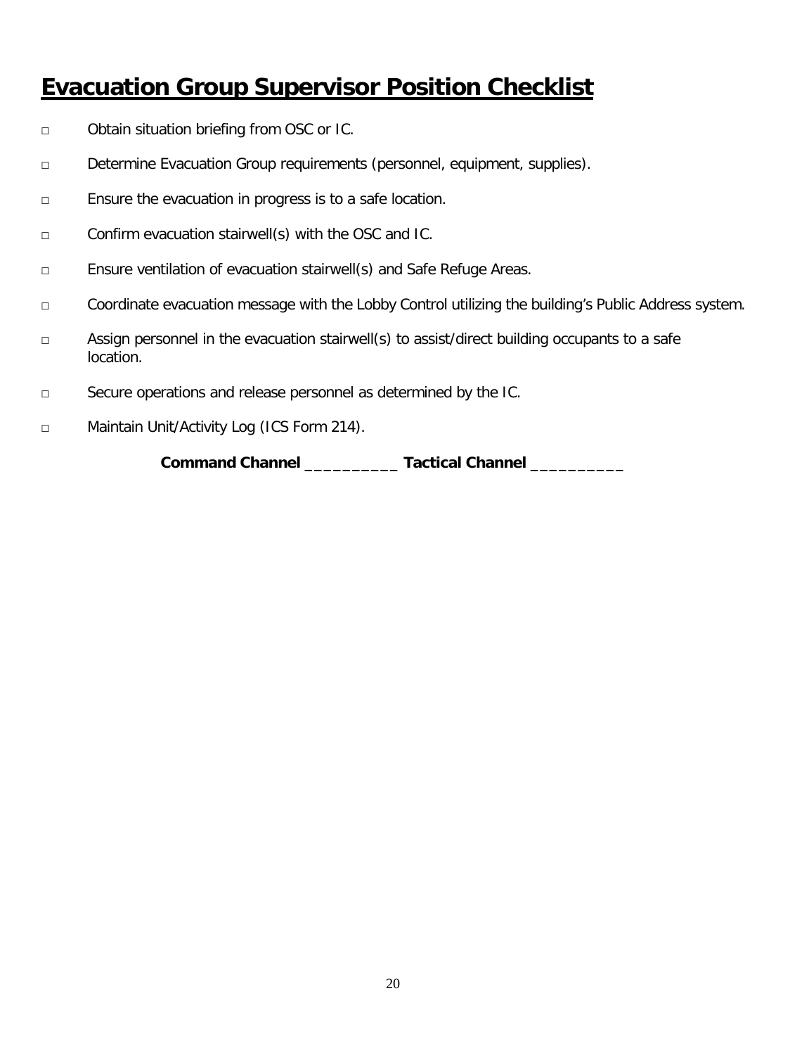# Evacuation Group Supervisor Position Checklist

- □ Obtain situation briefing from OSC or IC.
- □ Determine Evacuation Group requirements (personnel, equipment, supplies).
- □ Ensure the evacuation in progress is to a safe location.
- □ Confirm evacuation stairwell(s) with the OSC and IC.
- □ Ensure ventilation of evacuation stairwell(s) and Safe Refuge Areas.
- □ Coordinate evacuation message with the Lobby Control utilizing the building's Public Address system.
- □ Assign personnel in the evacuation stairwell(s) to assist/direct building occupants to a safe location.
- □ Secure operations and release personnel as determined by the IC.
- □ Maintain Unit/Activity Log (ICS Form 214).

**Command Channel __________ Tactical Channel __________**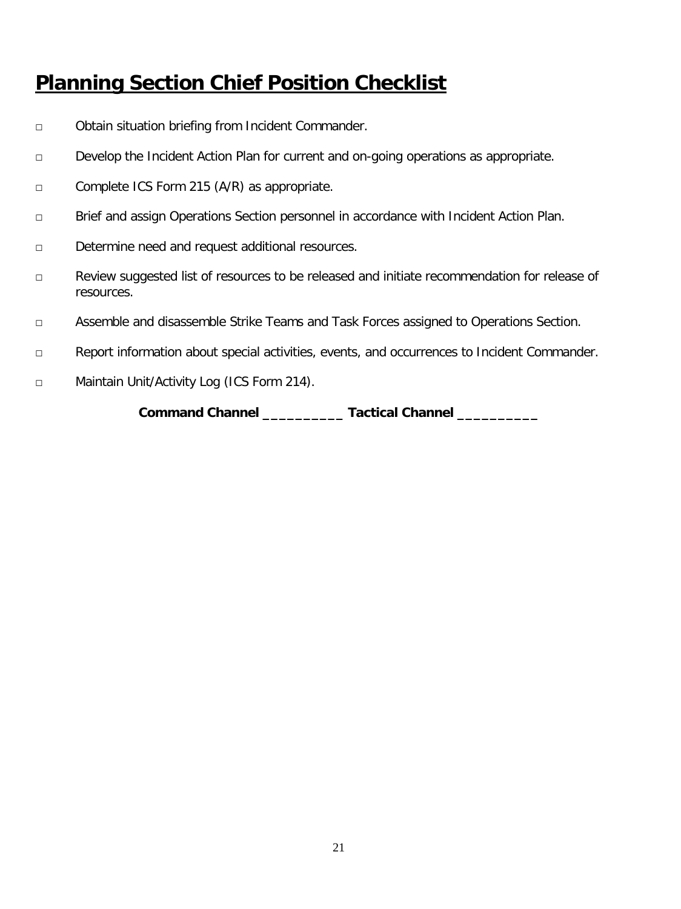# Planning Section Chief Position Checklist

- □ Obtain situation briefing from Incident Commander.
- □ Develop the Incident Action Plan for current and on-going operations as appropriate.
- □ Complete ICS Form 215 (A/R) as appropriate.
- □ Brief and assign Operations Section personnel in accordance with Incident Action Plan.
- □ Determine need and request additional resources.
- □ Review suggested list of resources to be released and initiate recommendation for release of resources.
- □ Assemble and disassemble Strike Teams and Task Forces assigned to Operations Section.
- □ Report information about special activities, events, and occurrences to Incident Commander.
- □ Maintain Unit/Activity Log (ICS Form 214).

**Command Channel __________ Tactical Channel __________**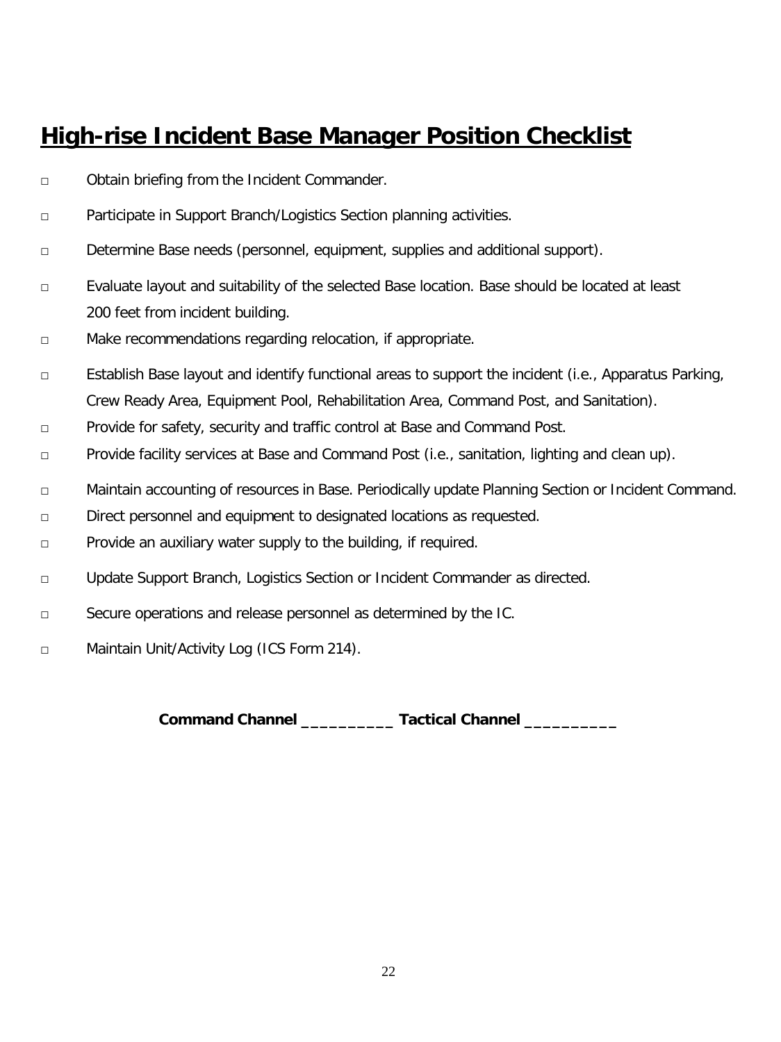# High-rise Incident Base Manager Position Checklist

- □ Obtain briefing from the Incident Commander.
- □ Participate in Support Branch/Logistics Section planning activities.
- □ Determine Base needs (personnel, equipment, supplies and additional support).
- □ Evaluate layout and suitability of the selected Base location. Base should be located at least 200 feet from incident building.
- □ Make recommendations regarding relocation, if appropriate.
- □ Establish Base layout and identify functional areas to support the incident (i.e., Apparatus Parking, Crew Ready Area, Equipment Pool, Rehabilitation Area, Command Post, and Sanitation).
- □ Provide for safety, security and traffic control at Base and Command Post.
- □ Provide facility services at Base and Command Post (i.e., sanitation, lighting and clean up).
- □ Maintain accounting of resources in Base. Periodically update Planning Section or Incident Command.
- □ Direct personnel and equipment to designated locations as requested.
- □ Provide an auxiliary water supply to the building, if required.
- □ Update Support Branch, Logistics Section or Incident Commander as directed.
- □ Secure operations and release personnel as determined by the IC.
- □ Maintain Unit/Activity Log (ICS Form 214).

**Command Channel __________ Tactical Channel __________**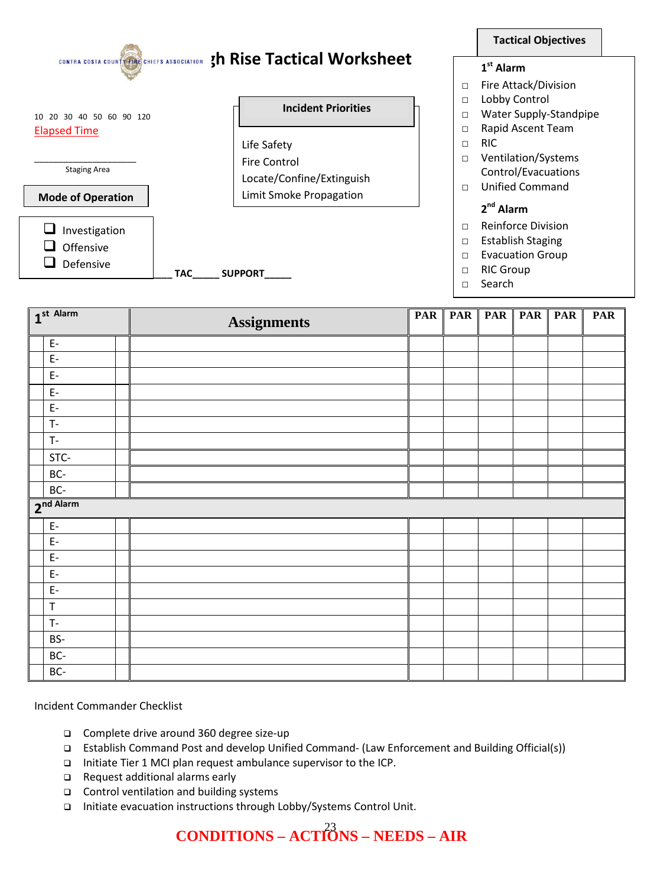CONTRA COSTA COUNTY FIRE CHIEFS ASSOCIATION

# High Rise Tactical Worksheet

10 20 30 40 50 60 90 120
Elapsed Time

____________________
Staging Area

**Mode of Operation**

- ❑ Investigation
- ❑ Offensive
- ❑ Defensive

**Incident Priorities**

Life Safety
Fire Control
Locate/Confine/Extinguish
Limit Smoke Propagation

**TAC_____ SUPPORT_____**

**Tactical Objectives**

**1st Alarm**

- □ Fire Attack/Division
- □ Lobby Control
- □ Water Supply-Standpipe
- □ Rapid Ascent Team
- □ RIC
- □ Ventilation/Systems Control/Evacuations
- □ Unified Command

**2nd Alarm**

- □ Reinforce Division
- □ Establish Staging
- □ Evacuation Group
- □ RIC Group
- □ Search

| 1st Alarm | | Assignments | PAR | PAR | PAR | PAR | PAR | PAR |
|---|---|---|---|---|---|---|---|---|
| E- | | | | | | | | |
| E- | | | | | | | | |
| E- | | | | | | | | |
| E- | | | | | | | | |
| E- | | | | | | | | |
| T- | | | | | | | | |
| T- | | | | | | | | |
| STC- | | | | | | | | |
| BC- | | | | | | | | |
| BC- | | | | | | | | |
| **2nd Alarm** | | | | | | | | |
| E- | | | | | | | | |
| E- | | | | | | | | |
| E- | | | | | | | | |
| E- | | | | | | | | |
| E- | | | | | | | | |
| T | | | | | | | | |
| T- | | | | | | | | |
| BS- | | | | | | | | |
| BC- | | | | | | | | |
| BC- | | | | | | | | |

Incident Commander Checklist

- ❑ Complete drive around 360 degree size-up
- ❑ Establish Command Post and develop Unified Command- (Law Enforcement and Building Official(s))
- ❑ Initiate Tier 1 MCI plan request ambulance supervisor to the ICP.
- ❑ Request additional alarms early
- ❑ Control ventilation and building systems
- ❑ Initiate evacuation instructions through Lobby/Systems Control Unit.

**CONDITIONS – ACTIONS – NEEDS – AIR**